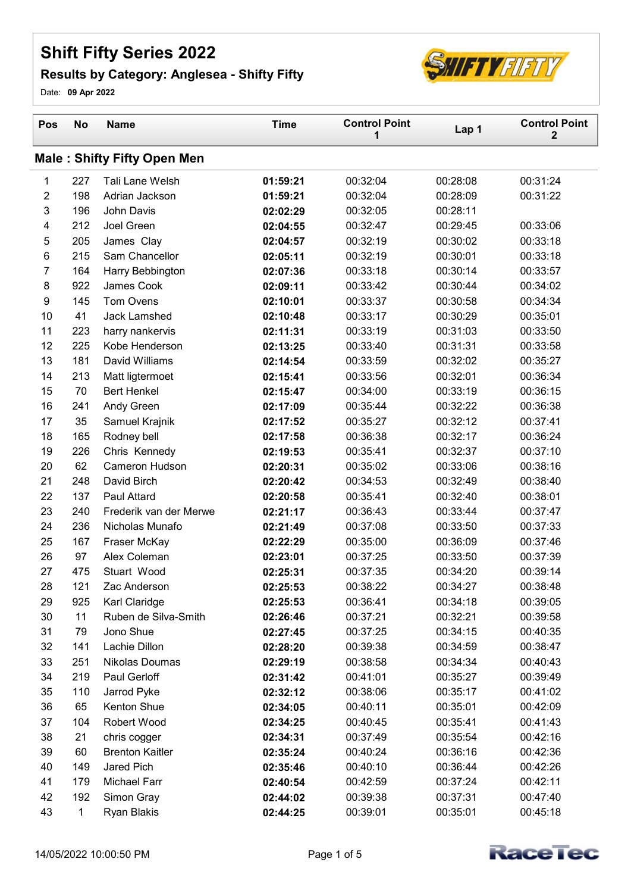# Shift Fifty Series 2022

## Results by Category: Anglesea - Shifty Fifty

Date: **09 Apr 2022**

| Pos | No | Name | Time | Control Point 1 | Lap 1 | Control Point 2 |
|---|---|---|---|---|---|---|
| **Male : Shifty Fifty Open Men** | | | | | | |
| 1 | 227 | Tali Lane Welsh | **01:59:21** | 00:32:04 | 00:28:08 | 00:31:24 |
| 2 | 198 | Adrian Jackson | **01:59:21** | 00:32:04 | 00:28:09 | 00:31:22 |
| 3 | 196 | John Davis | **02:02:29** | 00:32:05 | 00:28:11 | |
| 4 | 212 | Joel Green | **02:04:55** | 00:32:47 | 00:29:45 | 00:33:06 |
| 5 | 205 | James Clay | **02:04:57** | 00:32:19 | 00:30:02 | 00:33:18 |
| 6 | 215 | Sam Chancellor | **02:05:11** | 00:32:19 | 00:30:01 | 00:33:18 |
| 7 | 164 | Harry Bebbington | **02:07:36** | 00:33:18 | 00:30:14 | 00:33:57 |
| 8 | 922 | James Cook | **02:09:11** | 00:33:42 | 00:30:44 | 00:34:02 |
| 9 | 145 | Tom Ovens | **02:10:01** | 00:33:37 | 00:30:58 | 00:34:34 |
| 10 | 41 | Jack Lamshed | **02:10:48** | 00:33:17 | 00:30:29 | 00:35:01 |
| 11 | 223 | harry nankervis | **02:11:31** | 00:33:19 | 00:31:03 | 00:33:50 |
| 12 | 225 | Kobe Henderson | **02:13:25** | 00:33:40 | 00:31:31 | 00:33:58 |
| 13 | 181 | David Williams | **02:14:54** | 00:33:59 | 00:32:02 | 00:35:27 |
| 14 | 213 | Matt ligtermoet | **02:15:41** | 00:33:56 | 00:32:01 | 00:36:34 |
| 15 | 70 | Bert Henkel | **02:15:47** | 00:34:00 | 00:33:19 | 00:36:15 |
| 16 | 241 | Andy Green | **02:17:09** | 00:35:44 | 00:32:22 | 00:36:38 |
| 17 | 35 | Samuel Krajnik | **02:17:52** | 00:35:27 | 00:32:12 | 00:37:41 |
| 18 | 165 | Rodney bell | **02:17:58** | 00:36:38 | 00:32:17 | 00:36:24 |
| 19 | 226 | Chris Kennedy | **02:19:53** | 00:35:41 | 00:32:37 | 00:37:10 |
| 20 | 62 | Cameron Hudson | **02:20:31** | 00:35:02 | 00:33:06 | 00:38:16 |
| 21 | 248 | David Birch | **02:20:42** | 00:34:53 | 00:32:49 | 00:38:40 |
| 22 | 137 | Paul Attard | **02:20:58** | 00:35:41 | 00:32:40 | 00:38:01 |
| 23 | 240 | Frederik van der Merwe | **02:21:17** | 00:36:43 | 00:33:44 | 00:37:47 |
| 24 | 236 | Nicholas Munafo | **02:21:49** | 00:37:08 | 00:33:50 | 00:37:33 |
| 25 | 167 | Fraser McKay | **02:22:29** | 00:35:00 | 00:36:09 | 00:37:46 |
| 26 | 97 | Alex Coleman | **02:23:01** | 00:37:25 | 00:33:50 | 00:37:39 |
| 27 | 475 | Stuart Wood | **02:25:31** | 00:37:35 | 00:34:20 | 00:39:14 |
| 28 | 121 | Zac Anderson | **02:25:53** | 00:38:22 | 00:34:27 | 00:38:48 |
| 29 | 925 | Karl Claridge | **02:25:53** | 00:36:41 | 00:34:18 | 00:39:05 |
| 30 | 11 | Ruben de Silva-Smith | **02:26:46** | 00:37:21 | 00:32:21 | 00:39:58 |
| 31 | 79 | Jono Shue | **02:27:45** | 00:37:25 | 00:34:15 | 00:40:35 |
| 32 | 141 | Lachie Dillon | **02:28:20** | 00:39:38 | 00:34:59 | 00:38:47 |
| 33 | 251 | Nikolas Doumas | **02:29:19** | 00:38:58 | 00:34:34 | 00:40:43 |
| 34 | 219 | Paul Gerloff | **02:31:42** | 00:41:01 | 00:35:27 | 00:39:49 |
| 35 | 110 | Jarrod Pyke | **02:32:12** | 00:38:06 | 00:35:17 | 00:41:02 |
| 36 | 65 | Kenton Shue | **02:34:05** | 00:40:11 | 00:35:01 | 00:42:09 |
| 37 | 104 | Robert Wood | **02:34:25** | 00:40:45 | 00:35:41 | 00:41:43 |
| 38 | 21 | chris cogger | **02:34:31** | 00:37:49 | 00:35:54 | 00:42:16 |
| 39 | 60 | Brenton Kaitler | **02:35:24** | 00:40:24 | 00:36:16 | 00:42:36 |
| 40 | 149 | Jared Pich | **02:35:46** | 00:40:10 | 00:36:44 | 00:42:26 |
| 41 | 179 | Michael Farr | **02:40:54** | 00:42:59 | 00:37:24 | 00:42:11 |
| 42 | 192 | Simon Gray | **02:44:02** | 00:39:38 | 00:37:31 | 00:47:40 |
| 43 | 1 | Ryan Blakis | **02:44:25** | 00:39:01 | 00:35:01 | 00:45:18 |

14/05/2022 10:00:50 PM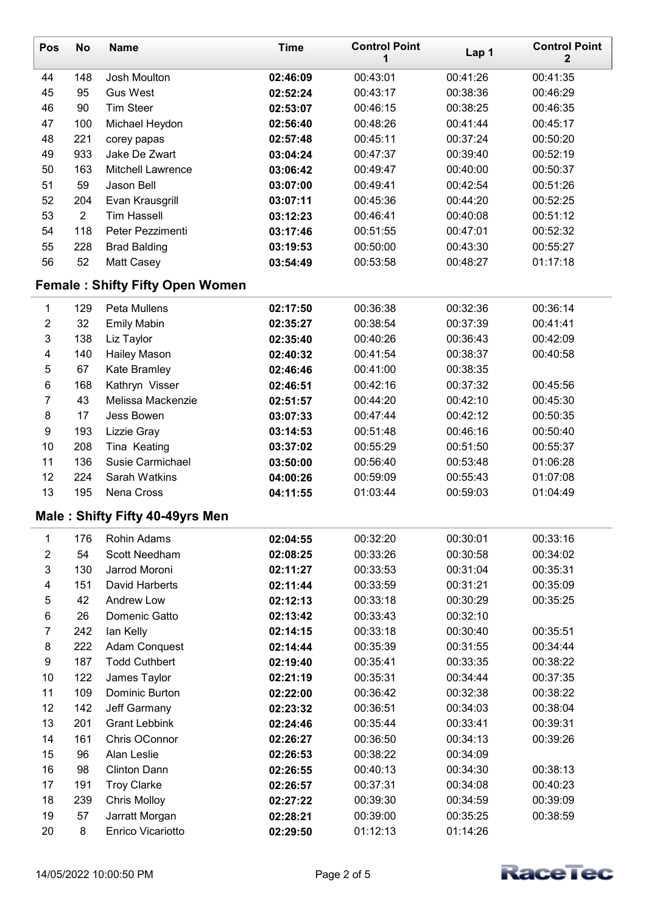| Pos | No | Name | Time | Control Point 1 | Lap 1 | Control Point 2 |
|---|---|---|---|---|---|---|
| 44 | 148 | Josh Moulton | **02:46:09** | 00:43:01 | 00:41:26 | 00:41:35 |
| 45 | 95 | Gus West | **02:52:24** | 00:43:17 | 00:38:36 | 00:46:29 |
| 46 | 90 | Tim Steer | **02:53:07** | 00:46:15 | 00:38:25 | 00:46:35 |
| 47 | 100 | Michael Heydon | **02:56:40** | 00:48:26 | 00:41:44 | 00:45:17 |
| 48 | 221 | corey papas | **02:57:48** | 00:45:11 | 00:37:24 | 00:50:20 |
| 49 | 933 | Jake De Zwart | **03:04:24** | 00:47:37 | 00:39:40 | 00:52:19 |
| 50 | 163 | Mitchell Lawrence | **03:06:42** | 00:49:47 | 00:40:00 | 00:50:37 |
| 51 | 59 | Jason Bell | **03:07:00** | 00:49:41 | 00:42:54 | 00:51:26 |
| 52 | 204 | Evan Krausgrill | **03:07:11** | 00:45:36 | 00:44:20 | 00:52:25 |
| 53 | 2 | Tim Hassell | **03:12:23** | 00:46:41 | 00:40:08 | 00:51:12 |
| 54 | 118 | Peter Pezzimenti | **03:17:46** | 00:51:55 | 00:47:01 | 00:52:32 |
| 55 | 228 | Brad Balding | **03:19:53** | 00:50:00 | 00:43:30 | 00:55:27 |
| 56 | 52 | Matt Casey | **03:54:49** | 00:53:58 | 00:48:27 | 01:17:18 |

## Female : Shifty Fifty Open Women

| Pos | No | Name | Time | Control Point 1 | Lap 1 | Control Point 2 |
|---|---|---|---|---|---|---|
| 1 | 129 | Peta Mullens | **02:17:50** | 00:36:38 | 00:32:36 | 00:36:14 |
| 2 | 32 | Emily Mabin | **02:35:27** | 00:38:54 | 00:37:39 | 00:41:41 |
| 3 | 138 | Liz Taylor | **02:35:40** | 00:40:26 | 00:36:43 | 00:42:09 |
| 4 | 140 | Hailey Mason | **02:40:32** | 00:41:54 | 00:38:37 | 00:40:58 |
| 5 | 67 | Kate Bramley | **02:46:46** | 00:41:00 | 00:38:35 | |
| 6 | 168 | Kathryn Visser | **02:46:51** | 00:42:16 | 00:37:32 | 00:45:56 |
| 7 | 43 | Melissa Mackenzie | **02:51:57** | 00:44:20 | 00:42:10 | 00:45:30 |
| 8 | 17 | Jess Bowen | **03:07:33** | 00:47:44 | 00:42:12 | 00:50:35 |
| 9 | 193 | Lizzie Gray | **03:14:53** | 00:51:48 | 00:46:16 | 00:50:40 |
| 10 | 208 | Tina Keating | **03:37:02** | 00:55:29 | 00:51:50 | 00:55:37 |
| 11 | 136 | Susie Carmichael | **03:50:00** | 00:56:40 | 00:53:48 | 01:06:28 |
| 12 | 224 | Sarah Watkins | **04:00:26** | 00:59:09 | 00:55:43 | 01:07:08 |
| 13 | 195 | Nena Cross | **04:11:55** | 01:03:44 | 00:59:03 | 01:04:49 |

## Male : Shifty Fifty 40-49yrs Men

| Pos | No | Name | Time | Control Point 1 | Lap 1 | Control Point 2 |
|---|---|---|---|---|---|---|
| 1 | 176 | Rohin Adams | **02:04:55** | 00:32:20 | 00:30:01 | 00:33:16 |
| 2 | 54 | Scott Needham | **02:08:25** | 00:33:26 | 00:30:58 | 00:34:02 |
| 3 | 130 | Jarrod Moroni | **02:11:27** | 00:33:53 | 00:31:04 | 00:35:31 |
| 4 | 151 | David Harberts | **02:11:44** | 00:33:59 | 00:31:21 | 00:35:09 |
| 5 | 42 | Andrew Low | **02:12:13** | 00:33:18 | 00:30:29 | 00:35:25 |
| 6 | 26 | Domenic Gatto | **02:13:42** | 00:33:43 | 00:32:10 | |
| 7 | 242 | Ian Kelly | **02:14:15** | 00:33:18 | 00:30:40 | 00:35:51 |
| 8 | 222 | Adam Conquest | **02:14:44** | 00:35:39 | 00:31:55 | 00:34:44 |
| 9 | 187 | Todd Cuthbert | **02:19:40** | 00:35:41 | 00:33:35 | 00:38:22 |
| 10 | 122 | James Taylor | **02:21:19** | 00:35:31 | 00:34:44 | 00:37:35 |
| 11 | 109 | Dominic Burton | **02:22:00** | 00:36:42 | 00:32:38 | 00:38:22 |
| 12 | 142 | Jeff Garmany | **02:23:32** | 00:36:51 | 00:34:03 | 00:38:04 |
| 13 | 201 | Grant Lebbink | **02:24:46** | 00:35:44 | 00:33:41 | 00:39:31 |
| 14 | 161 | Chris OConnor | **02:26:27** | 00:36:50 | 00:34:13 | 00:39:26 |
| 15 | 96 | Alan Leslie | **02:26:53** | 00:38:22 | 00:34:09 | |
| 16 | 98 | Clinton Dann | **02:26:55** | 00:40:13 | 00:34:30 | 00:38:13 |
| 17 | 191 | Troy Clarke | **02:26:57** | 00:37:31 | 00:34:08 | 00:40:23 |
| 18 | 239 | Chris Molloy | **02:27:22** | 00:39:30 | 00:34:59 | 00:39:09 |
| 19 | 57 | Jarratt Morgan | **02:28:21** | 00:39:00 | 00:35:25 | 00:38:59 |
| 20 | 8 | Enrico Vicariotto | **02:29:50** | 01:12:13 | 01:14:26 | |

14/05/2022 10:00:50 PM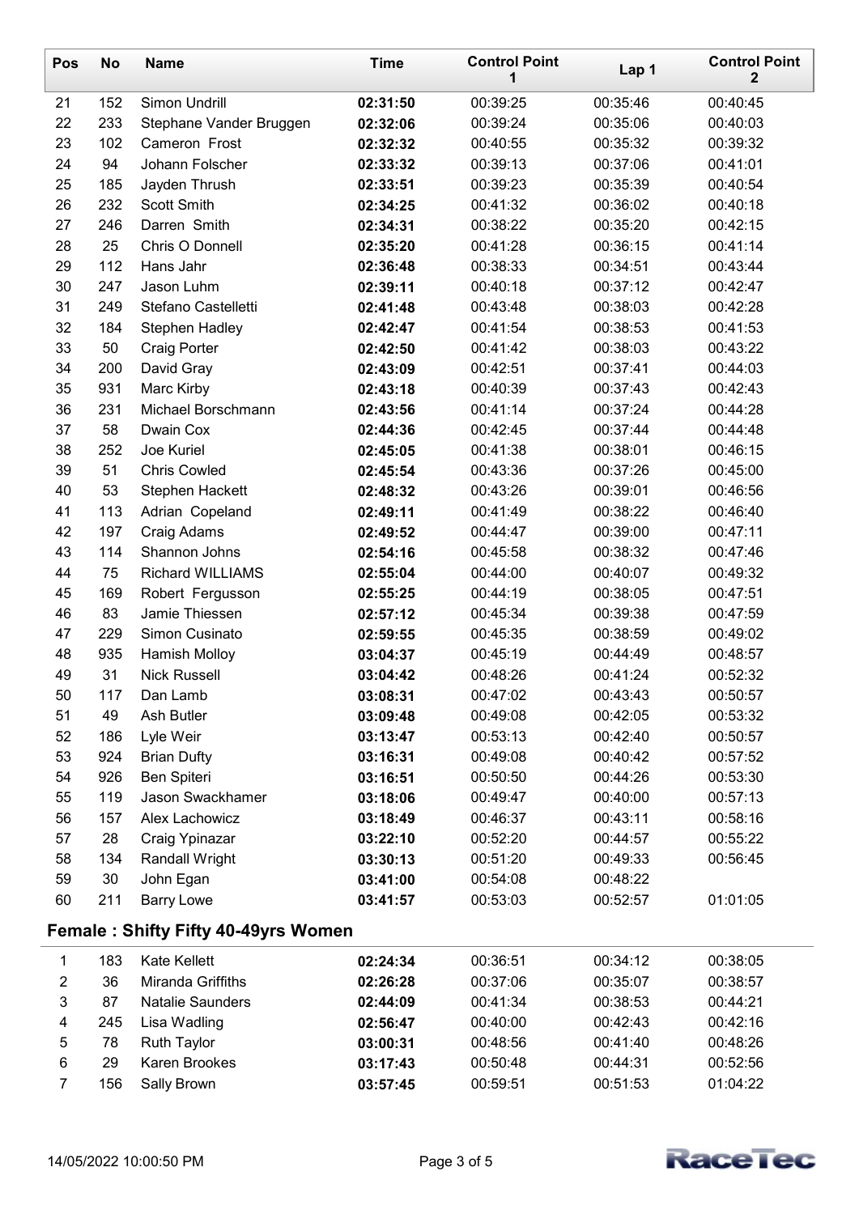| Pos | No | Name | Time | Control Point 1 | Lap 1 | Control Point 2 |
|---|---|---|---|---|---|---|
| 21 | 152 | Simon Undrill | **02:31:50** | 00:39:25 | 00:35:46 | 00:40:45 |
| 22 | 233 | Stephane Vander Bruggen | **02:32:06** | 00:39:24 | 00:35:06 | 00:40:03 |
| 23 | 102 | Cameron Frost | **02:32:32** | 00:40:55 | 00:35:32 | 00:39:32 |
| 24 | 94 | Johann Folscher | **02:33:32** | 00:39:13 | 00:37:06 | 00:41:01 |
| 25 | 185 | Jayden Thrush | **02:33:51** | 00:39:23 | 00:35:39 | 00:40:54 |
| 26 | 232 | Scott Smith | **02:34:25** | 00:41:32 | 00:36:02 | 00:40:18 |
| 27 | 246 | Darren Smith | **02:34:31** | 00:38:22 | 00:35:20 | 00:42:15 |
| 28 | 25 | Chris O Donnell | **02:35:20** | 00:41:28 | 00:36:15 | 00:41:14 |
| 29 | 112 | Hans Jahr | **02:36:48** | 00:38:33 | 00:34:51 | 00:43:44 |
| 30 | 247 | Jason Luhm | **02:39:11** | 00:40:18 | 00:37:12 | 00:42:47 |
| 31 | 249 | Stefano Castelletti | **02:41:48** | 00:43:48 | 00:38:03 | 00:42:28 |
| 32 | 184 | Stephen Hadley | **02:42:47** | 00:41:54 | 00:38:53 | 00:41:53 |
| 33 | 50 | Craig Porter | **02:42:50** | 00:41:42 | 00:38:03 | 00:43:22 |
| 34 | 200 | David Gray | **02:43:09** | 00:42:51 | 00:37:41 | 00:44:03 |
| 35 | 931 | Marc Kirby | **02:43:18** | 00:40:39 | 00:37:43 | 00:42:43 |
| 36 | 231 | Michael Borschmann | **02:43:56** | 00:41:14 | 00:37:24 | 00:44:28 |
| 37 | 58 | Dwain Cox | **02:44:36** | 00:42:45 | 00:37:44 | 00:44:48 |
| 38 | 252 | Joe Kuriel | **02:45:05** | 00:41:38 | 00:38:01 | 00:46:15 |
| 39 | 51 | Chris Cowled | **02:45:54** | 00:43:36 | 00:37:26 | 00:45:00 |
| 40 | 53 | Stephen Hackett | **02:48:32** | 00:43:26 | 00:39:01 | 00:46:56 |
| 41 | 113 | Adrian Copeland | **02:49:11** | 00:41:49 | 00:38:22 | 00:46:40 |
| 42 | 197 | Craig Adams | **02:49:52** | 00:44:47 | 00:39:00 | 00:47:11 |
| 43 | 114 | Shannon Johns | **02:54:16** | 00:45:58 | 00:38:32 | 00:47:46 |
| 44 | 75 | Richard WILLIAMS | **02:55:04** | 00:44:00 | 00:40:07 | 00:49:32 |
| 45 | 169 | Robert Fergusson | **02:55:25** | 00:44:19 | 00:38:05 | 00:47:51 |
| 46 | 83 | Jamie Thiessen | **02:57:12** | 00:45:34 | 00:39:38 | 00:47:59 |
| 47 | 229 | Simon Cusinato | **02:59:55** | 00:45:35 | 00:38:59 | 00:49:02 |
| 48 | 935 | Hamish Molloy | **03:04:37** | 00:45:19 | 00:44:49 | 00:48:57 |
| 49 | 31 | Nick Russell | **03:04:42** | 00:48:26 | 00:41:24 | 00:52:32 |
| 50 | 117 | Dan Lamb | **03:08:31** | 00:47:02 | 00:43:43 | 00:50:57 |
| 51 | 49 | Ash Butler | **03:09:48** | 00:49:08 | 00:42:05 | 00:53:32 |
| 52 | 186 | Lyle Weir | **03:13:47** | 00:53:13 | 00:42:40 | 00:50:57 |
| 53 | 924 | Brian Dufty | **03:16:31** | 00:49:08 | 00:40:42 | 00:57:52 |
| 54 | 926 | Ben Spiteri | **03:16:51** | 00:50:50 | 00:44:26 | 00:53:30 |
| 55 | 119 | Jason Swackhamer | **03:18:06** | 00:49:47 | 00:40:00 | 00:57:13 |
| 56 | 157 | Alex Lachowicz | **03:18:49** | 00:46:37 | 00:43:11 | 00:58:16 |
| 57 | 28 | Craig Ypinazar | **03:22:10** | 00:52:20 | 00:44:57 | 00:55:22 |
| 58 | 134 | Randall Wright | **03:30:13** | 00:51:20 | 00:49:33 | 00:56:45 |
| 59 | 30 | John Egan | **03:41:00** | 00:54:08 | 00:48:22 | |
| 60 | 211 | Barry Lowe | **03:41:57** | 00:53:03 | 00:52:57 | 01:01:05 |

## Female : Shifty Fifty 40-49yrs Women

| Pos | No | Name | Time | Control Point 1 | Lap 1 | Control Point 2 |
|---|---|---|---|---|---|---|
| 1 | 183 | Kate Kellett | **02:24:34** | 00:36:51 | 00:34:12 | 00:38:05 |
| 2 | 36 | Miranda Griffiths | **02:26:28** | 00:37:06 | 00:35:07 | 00:38:57 |
| 3 | 87 | Natalie Saunders | **02:44:09** | 00:41:34 | 00:38:53 | 00:44:21 |
| 4 | 245 | Lisa Wadling | **02:56:47** | 00:40:00 | 00:42:43 | 00:42:16 |
| 5 | 78 | Ruth Taylor | **03:00:31** | 00:48:56 | 00:41:40 | 00:48:26 |
| 6 | 29 | Karen Brookes | **03:17:43** | 00:50:48 | 00:44:31 | 00:52:56 |
| 7 | 156 | Sally Brown | **03:57:45** | 00:59:51 | 00:51:53 | 01:04:22 |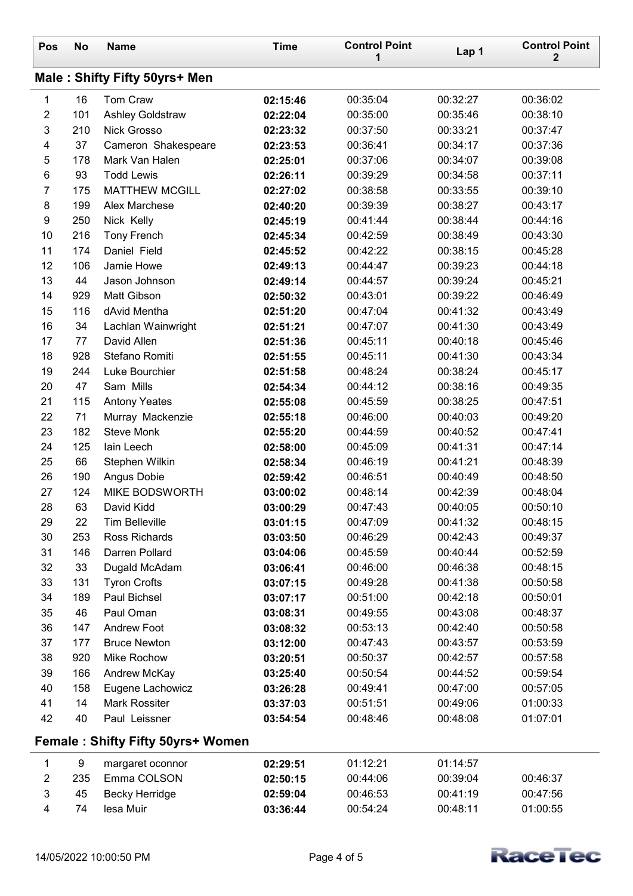| Pos | No | Name | Time | Control Point 1 | Lap 1 | Control Point 2 |
|---|---|---|---|---|---|---|

## Male : Shifty Fifty 50yrs+ Men

| Pos | No | Name | Time | Control Point 1 | Lap 1 | Control Point 2 |
|---|---|---|---|---|---|---|
| 1 | 16 | Tom Craw | **02:15:46** | 00:35:04 | 00:32:27 | 00:36:02 |
| 2 | 101 | Ashley Goldstraw | **02:22:04** | 00:35:00 | 00:35:46 | 00:38:10 |
| 3 | 210 | Nick Grosso | **02:23:32** | 00:37:50 | 00:33:21 | 00:37:47 |
| 4 | 37 | Cameron Shakespeare | **02:23:53** | 00:36:41 | 00:34:17 | 00:37:36 |
| 5 | 178 | Mark Van Halen | **02:25:01** | 00:37:06 | 00:34:07 | 00:39:08 |
| 6 | 93 | Todd Lewis | **02:26:11** | 00:39:29 | 00:34:58 | 00:37:11 |
| 7 | 175 | MATTHEW MCGILL | **02:27:02** | 00:38:58 | 00:33:55 | 00:39:10 |
| 8 | 199 | Alex Marchese | **02:40:20** | 00:39:39 | 00:38:27 | 00:43:17 |
| 9 | 250 | Nick Kelly | **02:45:19** | 00:41:44 | 00:38:44 | 00:44:16 |
| 10 | 216 | Tony French | **02:45:34** | 00:42:59 | 00:38:49 | 00:43:30 |
| 11 | 174 | Daniel Field | **02:45:52** | 00:42:22 | 00:38:15 | 00:45:28 |
| 12 | 106 | Jamie Howe | **02:49:13** | 00:44:47 | 00:39:23 | 00:44:18 |
| 13 | 44 | Jason Johnson | **02:49:14** | 00:44:57 | 00:39:24 | 00:45:21 |
| 14 | 929 | Matt Gibson | **02:50:32** | 00:43:01 | 00:39:22 | 00:46:49 |
| 15 | 116 | dAvid Mentha | **02:51:20** | 00:47:04 | 00:41:32 | 00:43:49 |
| 16 | 34 | Lachlan Wainwright | **02:51:21** | 00:47:07 | 00:41:30 | 00:43:49 |
| 17 | 77 | David Allen | **02:51:36** | 00:45:11 | 00:40:18 | 00:45:46 |
| 18 | 928 | Stefano Romiti | **02:51:55** | 00:45:11 | 00:41:30 | 00:43:34 |
| 19 | 244 | Luke Bourchier | **02:51:58** | 00:48:24 | 00:38:24 | 00:45:17 |
| 20 | 47 | Sam Mills | **02:54:34** | 00:44:12 | 00:38:16 | 00:49:35 |
| 21 | 115 | Antony Yeates | **02:55:08** | 00:45:59 | 00:38:25 | 00:47:51 |
| 22 | 71 | Murray Mackenzie | **02:55:18** | 00:46:00 | 00:40:03 | 00:49:20 |
| 23 | 182 | Steve Monk | **02:55:20** | 00:44:59 | 00:40:52 | 00:47:41 |
| 24 | 125 | Iain Leech | **02:58:00** | 00:45:09 | 00:41:31 | 00:47:14 |
| 25 | 66 | Stephen Wilkin | **02:58:34** | 00:46:19 | 00:41:21 | 00:48:39 |
| 26 | 190 | Angus Dobie | **02:59:42** | 00:46:51 | 00:40:49 | 00:48:50 |
| 27 | 124 | MIKE BODSWORTH | **03:00:02** | 00:48:14 | 00:42:39 | 00:48:04 |
| 28 | 63 | David Kidd | **03:00:29** | 00:47:43 | 00:40:05 | 00:50:10 |
| 29 | 22 | Tim Belleville | **03:01:15** | 00:47:09 | 00:41:32 | 00:48:15 |
| 30 | 253 | Ross Richards | **03:03:50** | 00:46:29 | 00:42:43 | 00:49:37 |
| 31 | 146 | Darren Pollard | **03:04:06** | 00:45:59 | 00:40:44 | 00:52:59 |
| 32 | 33 | Dugald McAdam | **03:06:41** | 00:46:00 | 00:46:38 | 00:48:15 |
| 33 | 131 | Tyron Crofts | **03:07:15** | 00:49:28 | 00:41:38 | 00:50:58 |
| 34 | 189 | Paul Bichsel | **03:07:17** | 00:51:00 | 00:42:18 | 00:50:01 |
| 35 | 46 | Paul Oman | **03:08:31** | 00:49:55 | 00:43:08 | 00:48:37 |
| 36 | 147 | Andrew Foot | **03:08:32** | 00:53:13 | 00:42:40 | 00:50:58 |
| 37 | 177 | Bruce Newton | **03:12:00** | 00:47:43 | 00:43:57 | 00:53:59 |
| 38 | 920 | Mike Rochow | **03:20:51** | 00:50:37 | 00:42:57 | 00:57:58 |
| 39 | 166 | Andrew McKay | **03:25:40** | 00:50:54 | 00:44:52 | 00:59:54 |
| 40 | 158 | Eugene Lachowicz | **03:26:28** | 00:49:41 | 00:47:00 | 00:57:05 |
| 41 | 14 | Mark Rossiter | **03:37:03** | 00:51:51 | 00:49:06 | 01:00:33 |
| 42 | 40 | Paul Leissner | **03:54:54** | 00:48:46 | 00:48:08 | 01:07:01 |

## Female : Shifty Fifty 50yrs+ Women

| Pos | No | Name | Time | Control Point 1 | Lap 1 | Control Point 2 |
|---|---|---|---|---|---|---|
| 1 | 9 | margaret oconnor | **02:29:51** | 01:12:21 | 01:14:57 | |
| 2 | 235 | Emma COLSON | **02:50:15** | 00:44:06 | 00:39:04 | 00:46:37 |
| 3 | 45 | Becky Herridge | **02:59:04** | 00:46:53 | 00:41:19 | 00:47:56 |
| 4 | 74 | lesa Muir | **03:36:44** | 00:54:24 | 00:48:11 | 01:00:55 |

14/05/2022 10:00:50 PM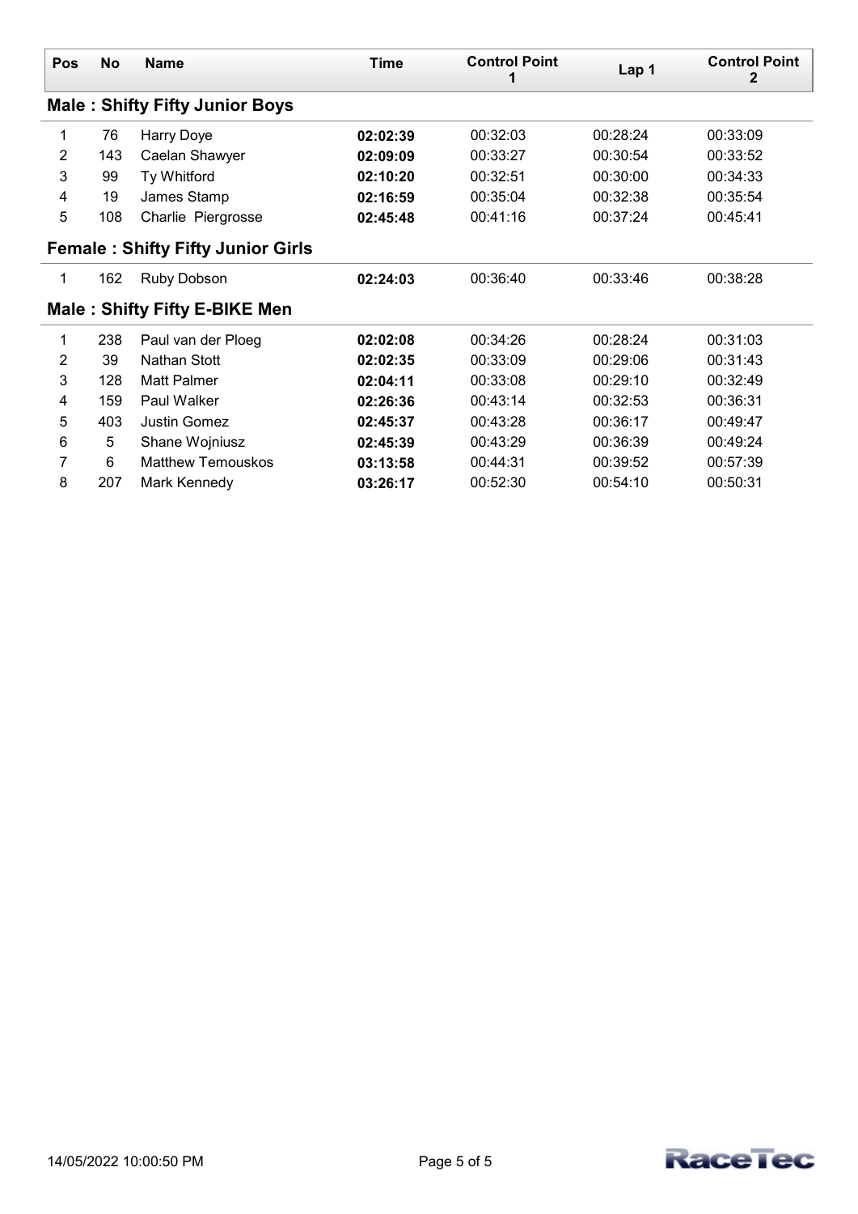| Pos | No | Name | Time | Control Point 1 | Lap 1 | Control Point 2 |
|---|---|---|---|---|---|---|
| **Male : Shifty Fifty Junior Boys** | | | | | | |
| 1 | 76 | Harry Doye | **02:02:39** | 00:32:03 | 00:28:24 | 00:33:09 |
| 2 | 143 | Caelan Shawyer | **02:09:09** | 00:33:27 | 00:30:54 | 00:33:52 |
| 3 | 99 | Ty Whitford | **02:10:20** | 00:32:51 | 00:30:00 | 00:34:33 |
| 4 | 19 | James Stamp | **02:16:59** | 00:35:04 | 00:32:38 | 00:35:54 |
| 5 | 108 | Charlie Piergrosse | **02:45:48** | 00:41:16 | 00:37:24 | 00:45:41 |
| **Female : Shifty Fifty Junior Girls** | | | | | | |
| 1 | 162 | Ruby Dobson | **02:24:03** | 00:36:40 | 00:33:46 | 00:38:28 |
| **Male : Shifty Fifty E-BIKE Men** | | | | | | |
| 1 | 238 | Paul van der Ploeg | **02:02:08** | 00:34:26 | 00:28:24 | 00:31:03 |
| 2 | 39 | Nathan Stott | **02:02:35** | 00:33:09 | 00:29:06 | 00:31:43 |
| 3 | 128 | Matt Palmer | **02:04:11** | 00:33:08 | 00:29:10 | 00:32:49 |
| 4 | 159 | Paul Walker | **02:26:36** | 00:43:14 | 00:32:53 | 00:36:31 |
| 5 | 403 | Justin Gomez | **02:45:37** | 00:43:28 | 00:36:17 | 00:49:47 |
| 6 | 5 | Shane Wojniusz | **02:45:39** | 00:43:29 | 00:36:39 | 00:49:24 |
| 7 | 6 | Matthew Temouskos | **03:13:58** | 00:44:31 | 00:39:52 | 00:57:39 |
| 8 | 207 | Mark Kennedy | **03:26:17** | 00:52:30 | 00:54:10 | 00:50:31 |

14/05/2022 10:00:50 PM

RaceTec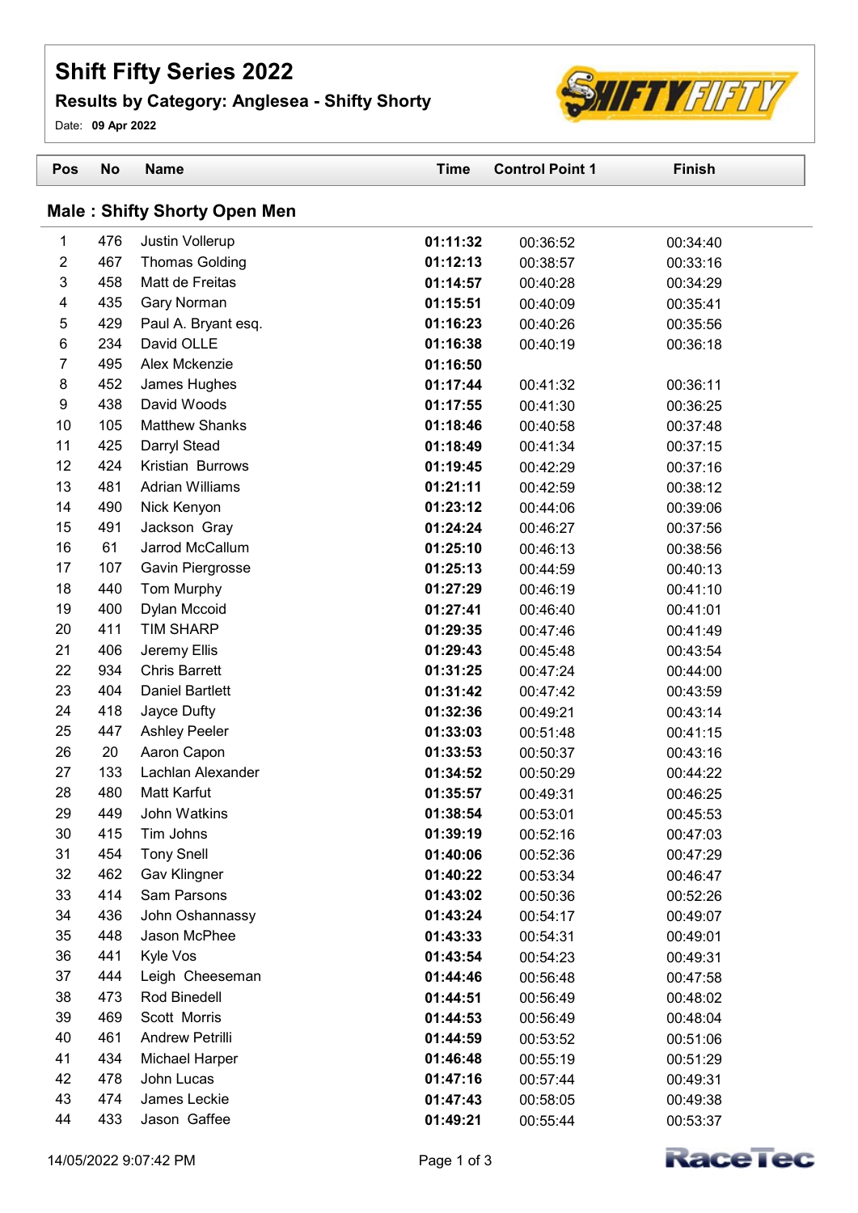# Shift Fifty Series 2022

## Results by Category: Anglesea - Shifty Shorty

Date: **09 Apr 2022**

| Pos | No | Name | Time | Control Point 1 | Finish |
|---|---|---|---|---|---|

### Male : Shifty Shorty Open Men

| Pos | No | Name | Time | Control Point 1 | Finish |
|---|---|---|---|---|---|
| 1 | 476 | Justin Vollerup | **01:11:32** | 00:36:52 | 00:34:40 |
| 2 | 467 | Thomas Golding | **01:12:13** | 00:38:57 | 00:33:16 |
| 3 | 458 | Matt de Freitas | **01:14:57** | 00:40:28 | 00:34:29 |
| 4 | 435 | Gary Norman | **01:15:51** | 00:40:09 | 00:35:41 |
| 5 | 429 | Paul A. Bryant esq. | **01:16:23** | 00:40:26 | 00:35:56 |
| 6 | 234 | David OLLE | **01:16:38** | 00:40:19 | 00:36:18 |
| 7 | 495 | Alex Mckenzie | **01:16:50** | | |
| 8 | 452 | James Hughes | **01:17:44** | 00:41:32 | 00:36:11 |
| 9 | 438 | David Woods | **01:17:55** | 00:41:30 | 00:36:25 |
| 10 | 105 | Matthew Shanks | **01:18:46** | 00:40:58 | 00:37:48 |
| 11 | 425 | Darryl Stead | **01:18:49** | 00:41:34 | 00:37:15 |
| 12 | 424 | Kristian Burrows | **01:19:45** | 00:42:29 | 00:37:16 |
| 13 | 481 | Adrian Williams | **01:21:11** | 00:42:59 | 00:38:12 |
| 14 | 490 | Nick Kenyon | **01:23:12** | 00:44:06 | 00:39:06 |
| 15 | 491 | Jackson Gray | **01:24:24** | 00:46:27 | 00:37:56 |
| 16 | 61 | Jarrod McCallum | **01:25:10** | 00:46:13 | 00:38:56 |
| 17 | 107 | Gavin Piergrosse | **01:25:13** | 00:44:59 | 00:40:13 |
| 18 | 440 | Tom Murphy | **01:27:29** | 00:46:19 | 00:41:10 |
| 19 | 400 | Dylan Mccoid | **01:27:41** | 00:46:40 | 00:41:01 |
| 20 | 411 | TIM SHARP | **01:29:35** | 00:47:46 | 00:41:49 |
| 21 | 406 | Jeremy Ellis | **01:29:43** | 00:45:48 | 00:43:54 |
| 22 | 934 | Chris Barrett | **01:31:25** | 00:47:24 | 00:44:00 |
| 23 | 404 | Daniel Bartlett | **01:31:42** | 00:47:42 | 00:43:59 |
| 24 | 418 | Jayce Dufty | **01:32:36** | 00:49:21 | 00:43:14 |
| 25 | 447 | Ashley Peeler | **01:33:03** | 00:51:48 | 00:41:15 |
| 26 | 20 | Aaron Capon | **01:33:53** | 00:50:37 | 00:43:16 |
| 27 | 133 | Lachlan Alexander | **01:34:52** | 00:50:29 | 00:44:22 |
| 28 | 480 | Matt Karfut | **01:35:57** | 00:49:31 | 00:46:25 |
| 29 | 449 | John Watkins | **01:38:54** | 00:53:01 | 00:45:53 |
| 30 | 415 | Tim Johns | **01:39:19** | 00:52:16 | 00:47:03 |
| 31 | 454 | Tony Snell | **01:40:06** | 00:52:36 | 00:47:29 |
| 32 | 462 | Gav Klingner | **01:40:22** | 00:53:34 | 00:46:47 |
| 33 | 414 | Sam Parsons | **01:43:02** | 00:50:36 | 00:52:26 |
| 34 | 436 | John Oshannassy | **01:43:24** | 00:54:17 | 00:49:07 |
| 35 | 448 | Jason McPhee | **01:43:33** | 00:54:31 | 00:49:01 |
| 36 | 441 | Kyle Vos | **01:43:54** | 00:54:23 | 00:49:31 |
| 37 | 444 | Leigh Cheeseman | **01:44:46** | 00:56:48 | 00:47:58 |
| 38 | 473 | Rod Binedell | **01:44:51** | 00:56:49 | 00:48:02 |
| 39 | 469 | Scott Morris | **01:44:53** | 00:56:49 | 00:48:04 |
| 40 | 461 | Andrew Petrilli | **01:44:59** | 00:53:52 | 00:51:06 |
| 41 | 434 | Michael Harper | **01:46:48** | 00:55:19 | 00:51:29 |
| 42 | 478 | John Lucas | **01:47:16** | 00:57:44 | 00:49:31 |
| 43 | 474 | James Leckie | **01:47:43** | 00:58:05 | 00:49:38 |
| 44 | 433 | Jason Gaffee | **01:49:21** | 00:55:44 | 00:53:37 |

14/05/2022 9:07:42 PM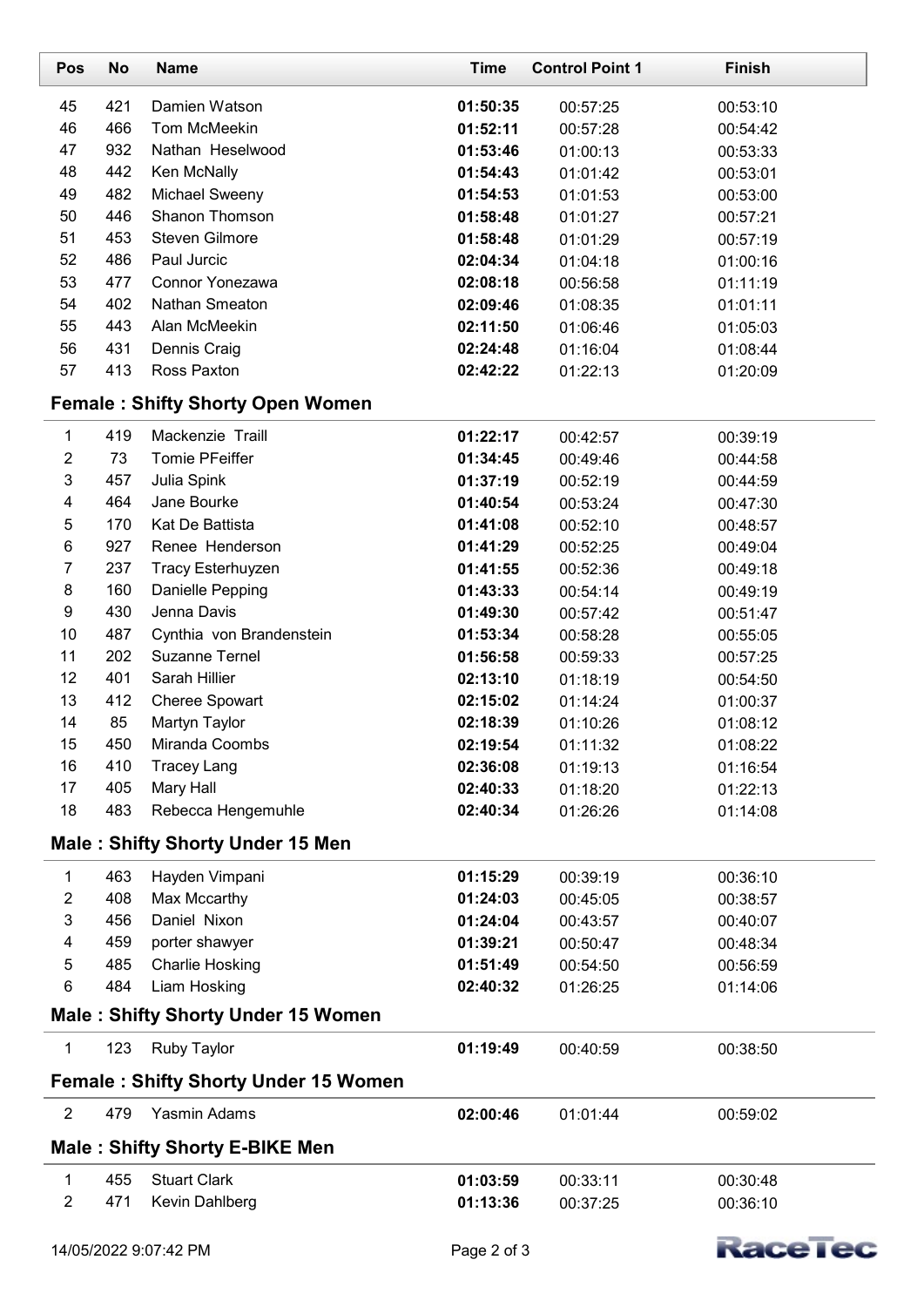| Pos | No | Name | Time | Control Point 1 | Finish |
|---|---|---|---|---|---|
| 45 | 421 | Damien Watson | **01:50:35** | 00:57:25 | 00:53:10 |
| 46 | 466 | Tom McMeekin | **01:52:11** | 00:57:28 | 00:54:42 |
| 47 | 932 | Nathan Heselwood | **01:53:46** | 01:00:13 | 00:53:33 |
| 48 | 442 | Ken McNally | **01:54:43** | 01:01:42 | 00:53:01 |
| 49 | 482 | Michael Sweeny | **01:54:53** | 01:01:53 | 00:53:00 |
| 50 | 446 | Shanon Thomson | **01:58:48** | 01:01:27 | 00:57:21 |
| 51 | 453 | Steven Gilmore | **01:58:48** | 01:01:29 | 00:57:19 |
| 52 | 486 | Paul Jurcic | **02:04:34** | 01:04:18 | 01:00:16 |
| 53 | 477 | Connor Yonezawa | **02:08:18** | 00:56:58 | 01:11:19 |
| 54 | 402 | Nathan Smeaton | **02:09:46** | 01:08:35 | 01:01:11 |
| 55 | 443 | Alan McMeekin | **02:11:50** | 01:06:46 | 01:05:03 |
| 56 | 431 | Dennis Craig | **02:24:48** | 01:16:04 | 01:08:44 |
| 57 | 413 | Ross Paxton | **02:42:22** | 01:22:13 | 01:20:09 |

### Female : Shifty Shorty Open Women

| Pos | No | Name | Time | Control Point 1 | Finish |
|---|---|---|---|---|---|
| 1 | 419 | Mackenzie Traill | **01:22:17** | 00:42:57 | 00:39:19 |
| 2 | 73 | Tomie PFeiffer | **01:34:45** | 00:49:46 | 00:44:58 |
| 3 | 457 | Julia Spink | **01:37:19** | 00:52:19 | 00:44:59 |
| 4 | 464 | Jane Bourke | **01:40:54** | 00:53:24 | 00:47:30 |
| 5 | 170 | Kat De Battista | **01:41:08** | 00:52:10 | 00:48:57 |
| 6 | 927 | Renee Henderson | **01:41:29** | 00:52:25 | 00:49:04 |
| 7 | 237 | Tracy Esterhuyzen | **01:41:55** | 00:52:36 | 00:49:18 |
| 8 | 160 | Danielle Pepping | **01:43:33** | 00:54:14 | 00:49:19 |
| 9 | 430 | Jenna Davis | **01:49:30** | 00:57:42 | 00:51:47 |
| 10 | 487 | Cynthia von Brandenstein | **01:53:34** | 00:58:28 | 00:55:05 |
| 11 | 202 | Suzanne Ternel | **01:56:58** | 00:59:33 | 00:57:25 |
| 12 | 401 | Sarah Hillier | **02:13:10** | 01:18:19 | 00:54:50 |
| 13 | 412 | Cheree Spowart | **02:15:02** | 01:14:24 | 01:00:37 |
| 14 | 85 | Martyn Taylor | **02:18:39** | 01:10:26 | 01:08:12 |
| 15 | 450 | Miranda Coombs | **02:19:54** | 01:11:32 | 01:08:22 |
| 16 | 410 | Tracey Lang | **02:36:08** | 01:19:13 | 01:16:54 |
| 17 | 405 | Mary Hall | **02:40:33** | 01:18:20 | 01:22:13 |
| 18 | 483 | Rebecca Hengemuhle | **02:40:34** | 01:26:26 | 01:14:08 |

### Male : Shifty Shorty Under 15 Men

| Pos | No | Name | Time | Control Point 1 | Finish |
|---|---|---|---|---|---|
| 1 | 463 | Hayden Vimpani | **01:15:29** | 00:39:19 | 00:36:10 |
| 2 | 408 | Max Mccarthy | **01:24:03** | 00:45:05 | 00:38:57 |
| 3 | 456 | Daniel Nixon | **01:24:04** | 00:43:57 | 00:40:07 |
| 4 | 459 | porter shawyer | **01:39:21** | 00:50:47 | 00:48:34 |
| 5 | 485 | Charlie Hosking | **01:51:49** | 00:54:50 | 00:56:59 |
| 6 | 484 | Liam Hosking | **02:40:32** | 01:26:25 | 01:14:06 |

### Male : Shifty Shorty Under 15 Women

| Pos | No | Name | Time | Control Point 1 | Finish |
|---|---|---|---|---|---|
| 1 | 123 | Ruby Taylor | **01:19:49** | 00:40:59 | 00:38:50 |

### Female : Shifty Shorty Under 15 Women

| Pos | No | Name | Time | Control Point 1 | Finish |
|---|---|---|---|---|---|
| 2 | 479 | Yasmin Adams | **02:00:46** | 01:01:44 | 00:59:02 |

### Male : Shifty Shorty E-BIKE Men

| Pos | No | Name | Time | Control Point 1 | Finish |
|---|---|---|---|---|---|
| 1 | 455 | Stuart Clark | **01:03:59** | 00:33:11 | 00:30:48 |
| 2 | 471 | Kevin Dahlberg | **01:13:36** | 00:37:25 | 00:36:10 |

14/05/2022 9:07:42 PM

RaceTec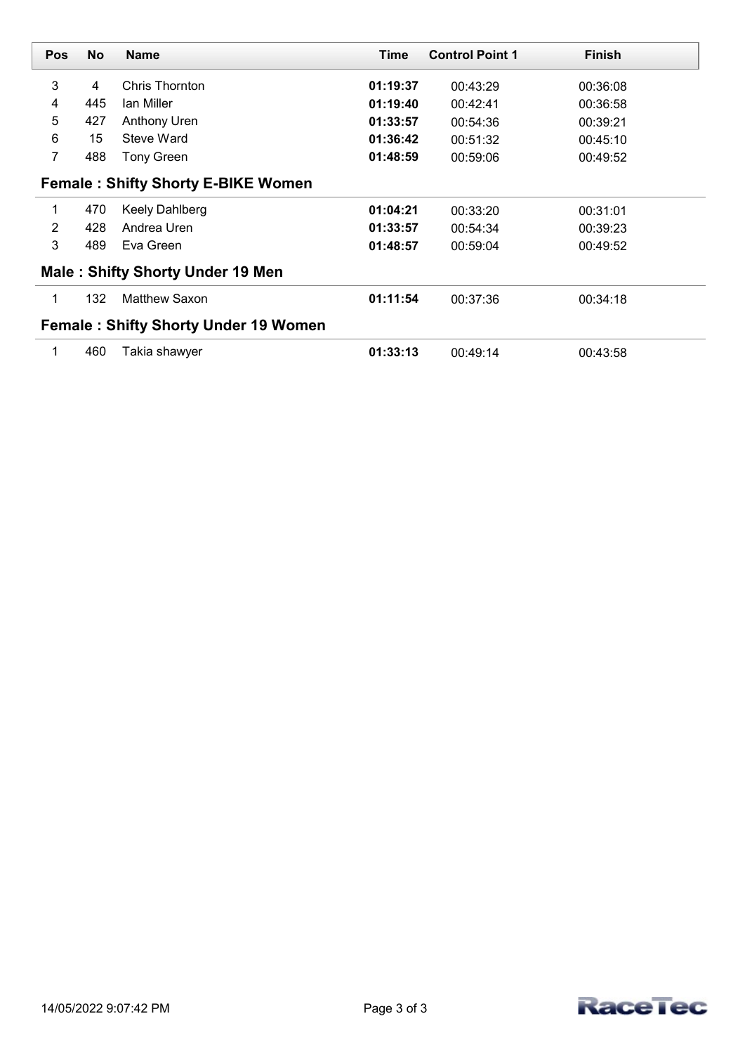| Pos | No | Name | Time | Control Point 1 | Finish |
| --- | --- | --- | --- | --- | --- |
| 3 | 4 | Chris Thornton | **01:19:37** | 00:43:29 | 00:36:08 |
| 4 | 445 | Ian Miller | **01:19:40** | 00:42:41 | 00:36:58 |
| 5 | 427 | Anthony Uren | **01:33:57** | 00:54:36 | 00:39:21 |
| 6 | 15 | Steve Ward | **01:36:42** | 00:51:32 | 00:45:10 |
| 7 | 488 | Tony Green | **01:48:59** | 00:59:06 | 00:49:52 |

### Female : Shifty Shorty E-BIKE Women

| Pos | No | Name | Time | Control Point 1 | Finish |
| --- | --- | --- | --- | --- | --- |
| 1 | 470 | Keely Dahlberg | **01:04:21** | 00:33:20 | 00:31:01 |
| 2 | 428 | Andrea Uren | **01:33:57** | 00:54:34 | 00:39:23 |
| 3 | 489 | Eva Green | **01:48:57** | 00:59:04 | 00:49:52 |

### Male : Shifty Shorty Under 19 Men

| Pos | No | Name | Time | Control Point 1 | Finish |
| --- | --- | --- | --- | --- | --- |
| 1 | 132 | Matthew Saxon | **01:11:54** | 00:37:36 | 00:34:18 |

### Female : Shifty Shorty Under 19 Women

| Pos | No | Name | Time | Control Point 1 | Finish |
| --- | --- | --- | --- | --- | --- |
| 1 | 460 | Takia shawyer | **01:33:13** | 00:49:14 | 00:43:58 |

14/05/2022 9:07:42 PM

RaceTec